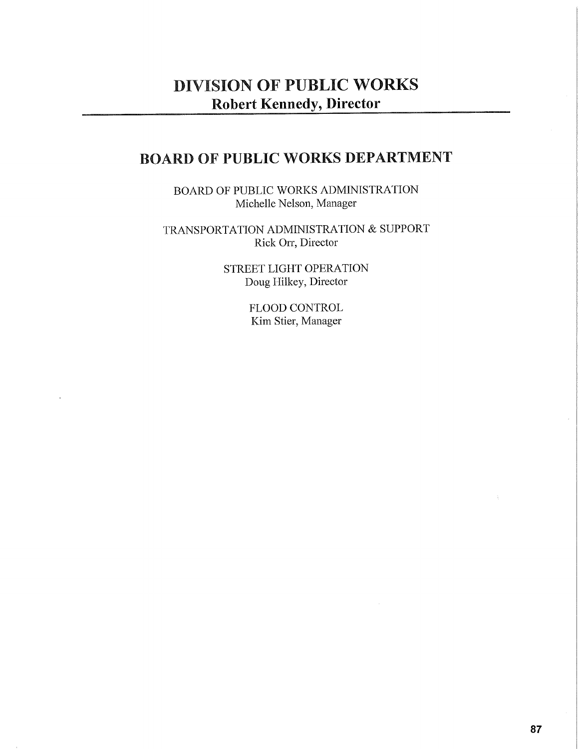# DIVISION OF PUBLIC WORKS

**Robert Kennedy, Director**

## BOARD OF PUBLIC WORKS DEPARTMENT

BOARD OF PUBLIC WORKS ADMINISTRATION
Michelle Nelson, Manager

TRANSPORTATION ADMINISTRATION & SUPPORT
Rick Orr, Director

STREET LIGHT OPERATION
Doug Hilkey, Director

FLOOD CONTROL
Kim Stier, Manager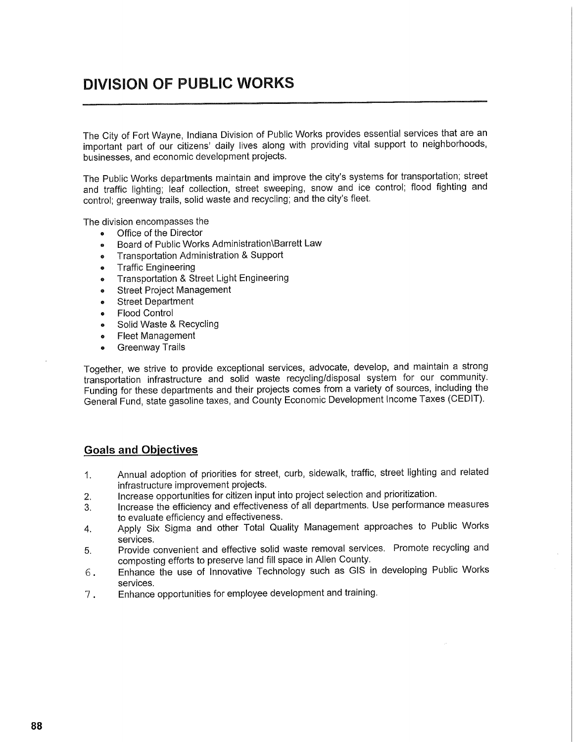# DIVISION OF PUBLIC WORKS

The City of Fort Wayne, Indiana Division of Public Works provides essential services that are an important part of our citizens' daily lives along with providing vital support to neighborhoods, businesses, and economic development projects.

The Public Works departments maintain and improve the city's systems for transportation; street and traffic lighting; leaf collection, street sweeping, snow and ice control; flood fighting and control; greenway trails, solid waste and recycling; and the city's fleet.

The division encompasses the

- Office of the Director
- Board of Public Works Administration\Barrett Law
- Transportation Administration & Support
- Traffic Engineering
- Transportation & Street Light Engineering
- Street Project Management
- Street Department
- Flood Control
- Solid Waste & Recycling
- Fleet Management
- Greenway Trails

Together, we strive to provide exceptional services, advocate, develop, and maintain a strong transportation infrastructure and solid waste recycling/disposal system for our community. Funding for these departments and their projects comes from a variety of sources, including the General Fund, state gasoline taxes, and County Economic Development Income Taxes (CEDIT).

## Goals and Objectives

1. Annual adoption of priorities for street, curb, sidewalk, traffic, street lighting and related infrastructure improvement projects.
2. Increase opportunities for citizen input into project selection and prioritization.
3. Increase the efficiency and effectiveness of all departments. Use performance measures to evaluate efficiency and effectiveness.
4. Apply Six Sigma and other Total Quality Management approaches to Public Works services.
5. Provide convenient and effective solid waste removal services. Promote recycling and composting efforts to preserve land fill space in Allen County.
6. Enhance the use of Innovative Technology such as GIS in developing Public Works services.
7. Enhance opportunities for employee development and training.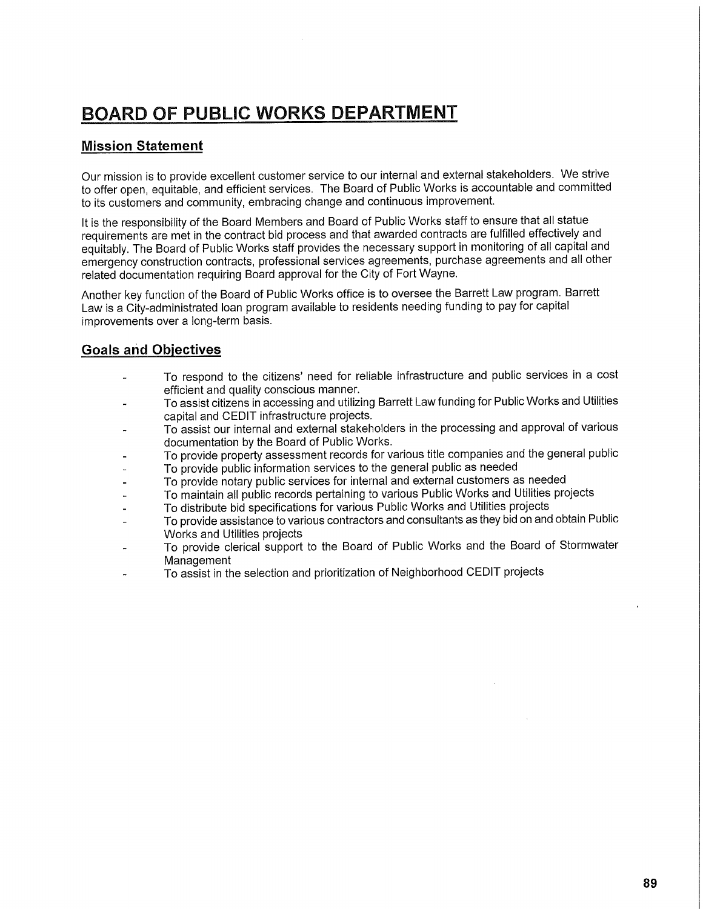# BOARD OF PUBLIC WORKS DEPARTMENT

## Mission Statement

Our mission is to provide excellent customer service to our internal and external stakeholders. We strive to offer open, equitable, and efficient services. The Board of Public Works is accountable and committed to its customers and community, embracing change and continuous improvement.

It is the responsibility of the Board Members and Board of Public Works staff to ensure that all statue requirements are met in the contract bid process and that awarded contracts are fulfilled effectively and equitably. The Board of Public Works staff provides the necessary support in monitoring of all capital and emergency construction contracts, professional services agreements, purchase agreements and all other related documentation requiring Board approval for the City of Fort Wayne.

Another key function of the Board of Public Works office is to oversee the Barrett Law program. Barrett Law is a City-administrated loan program available to residents needing funding to pay for capital improvements over a long-term basis.

## Goals and Objectives

- To respond to the citizens' need for reliable infrastructure and public services in a cost efficient and quality conscious manner.
- To assist citizens in accessing and utilizing Barrett Law funding for Public Works and Utilities capital and CEDIT infrastructure projects.
- To assist our internal and external stakeholders in the processing and approval of various documentation by the Board of Public Works.
- To provide property assessment records for various title companies and the general public
- To provide public information services to the general public as needed
- To provide notary public services for internal and external customers as needed
- To maintain all public records pertaining to various Public Works and Utilities projects
- To distribute bid specifications for various Public Works and Utilities projects
- To provide assistance to various contractors and consultants as they bid on and obtain Public Works and Utilities projects
- To provide clerical support to the Board of Public Works and the Board of Stormwater Management
- To assist in the selection and prioritization of Neighborhood CEDIT projects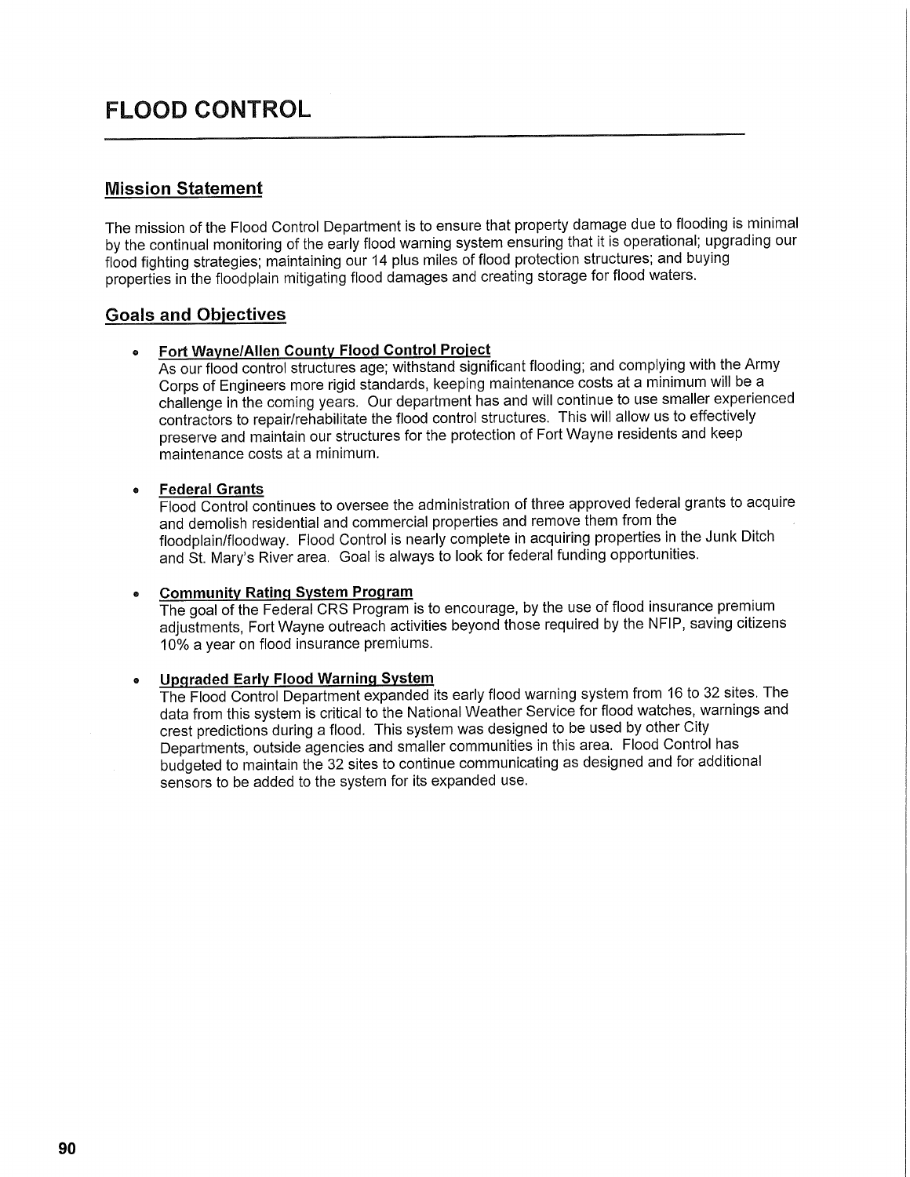# FLOOD CONTROL

## Mission Statement

The mission of the Flood Control Department is to ensure that property damage due to flooding is minimal by the continual monitoring of the early flood warning system ensuring that it is operational; upgrading our flood fighting strategies; maintaining our 14 plus miles of flood protection structures; and buying properties in the floodplain mitigating flood damages and creating storage for flood waters.

## Goals and Objectives

- **Fort Wayne/Allen County Flood Control Project**
  As our flood control structures age; withstand significant flooding; and complying with the Army Corps of Engineers more rigid standards, keeping maintenance costs at a minimum will be a challenge in the coming years. Our department has and will continue to use smaller experienced contractors to repair/rehabilitate the flood control structures. This will allow us to effectively preserve and maintain our structures for the protection of Fort Wayne residents and keep maintenance costs at a minimum.

- **Federal Grants**
  Flood Control continues to oversee the administration of three approved federal grants to acquire and demolish residential and commercial properties and remove them from the floodplain/floodway. Flood Control is nearly complete in acquiring properties in the Junk Ditch and St. Mary's River area. Goal is always to look for federal funding opportunities.

- **Community Rating System Program**
  The goal of the Federal CRS Program is to encourage, by the use of flood insurance premium adjustments, Fort Wayne outreach activities beyond those required by the NFIP, saving citizens 10% a year on flood insurance premiums.

- **Upgraded Early Flood Warning System**
  The Flood Control Department expanded its early flood warning system from 16 to 32 sites. The data from this system is critical to the National Weather Service for flood watches, warnings and crest predictions during a flood. This system was designed to be used by other City Departments, outside agencies and smaller communities in this area. Flood Control has budgeted to maintain the 32 sites to continue communicating as designed and for additional sensors to be added to the system for its expanded use.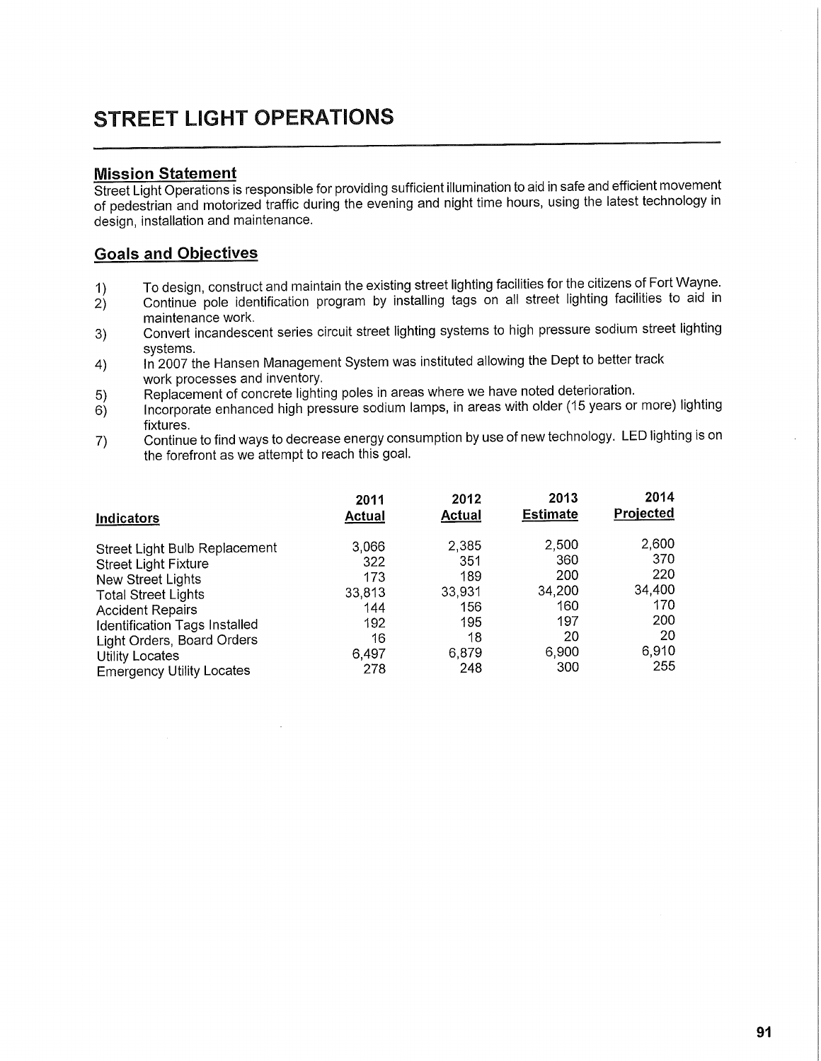# STREET LIGHT OPERATIONS

## Mission Statement

Street Light Operations is responsible for providing sufficient illumination to aid in safe and efficient movement of pedestrian and motorized traffic during the evening and night time hours, using the latest technology in design, installation and maintenance.

## Goals and Objectives

1) To design, construct and maintain the existing street lighting facilities for the citizens of Fort Wayne.
2) Continue pole identification program by installing tags on all street lighting facilities to aid in maintenance work.
3) Convert incandescent series circuit street lighting systems to high pressure sodium street lighting systems.
4) In 2007 the Hansen Management System was instituted allowing the Dept to better track work processes and inventory.
5) Replacement of concrete lighting poles in areas where we have noted deterioration.
6) Incorporate enhanced high pressure sodium lamps, in areas with older (15 years or more) lighting fixtures.
7) Continue to find ways to decrease energy consumption by use of new technology. LED lighting is on the forefront as we attempt to reach this goal.

| Indicators | 2011 Actual | 2012 Actual | 2013 Estimate | 2014 Projected |
|---|---|---|---|---|
| Street Light Bulb Replacement | 3,066 | 2,385 | 2,500 | 2,600 |
| Street Light Fixture | 322 | 351 | 360 | 370 |
| New Street Lights | 173 | 189 | 200 | 220 |
| Total Street Lights | 33,813 | 33,931 | 34,200 | 34,400 |
| Accident Repairs | 144 | 156 | 160 | 170 |
| Identification Tags Installed | 192 | 195 | 197 | 200 |
| Light Orders, Board Orders | 16 | 18 | 20 | 20 |
| Utility Locates | 6,497 | 6,879 | 6,900 | 6,910 |
| Emergency Utility Locates | 278 | 248 | 300 | 255 |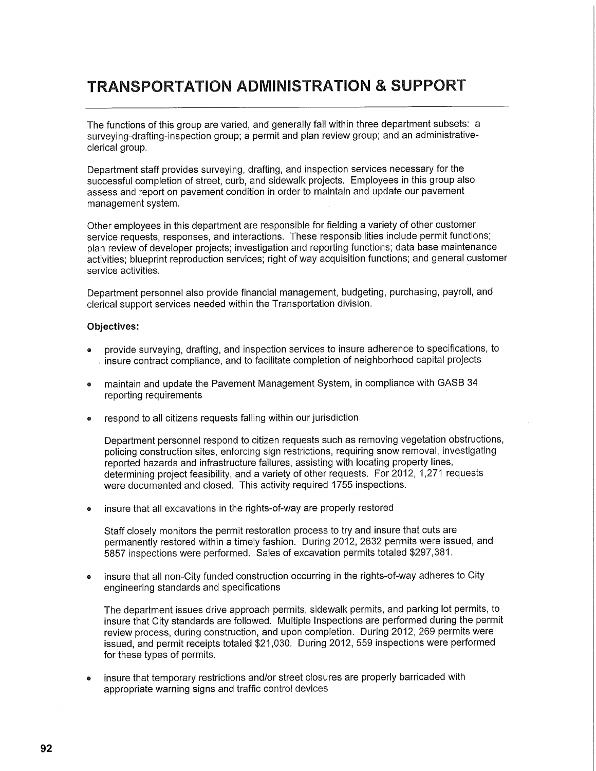# TRANSPORTATION ADMINISTRATION & SUPPORT

The functions of this group are varied, and generally fall within three department subsets: a surveying-drafting-inspection group; a permit and plan review group; and an administrative-clerical group.

Department staff provides surveying, drafting, and inspection services necessary for the successful completion of street, curb, and sidewalk projects. Employees in this group also assess and report on pavement condition in order to maintain and update our pavement management system.

Other employees in this department are responsible for fielding a variety of other customer service requests, responses, and interactions. These responsibilities include permit functions; plan review of developer projects; investigation and reporting functions; data base maintenance activities; blueprint reproduction services; right of way acquisition functions; and general customer service activities.

Department personnel also provide financial management, budgeting, purchasing, payroll, and clerical support services needed within the Transportation division.

**Objectives:**

- provide surveying, drafting, and inspection services to insure adherence to specifications, to insure contract compliance, and to facilitate completion of neighborhood capital projects

- maintain and update the Pavement Management System, in compliance with GASB 34 reporting requirements

- respond to all citizens requests falling within our jurisdiction

  Department personnel respond to citizen requests such as removing vegetation obstructions, policing construction sites, enforcing sign restrictions, requiring snow removal, investigating reported hazards and infrastructure failures, assisting with locating property lines, determining project feasibility, and a variety of other requests. For 2012, 1,271 requests were documented and closed. This activity required 1755 inspections.

- insure that all excavations in the rights-of-way are properly restored

  Staff closely monitors the permit restoration process to try and insure that cuts are permanently restored within a timely fashion. During 2012, 2632 permits were issued, and 5857 inspections were performed. Sales of excavation permits totaled $297,381.

- insure that all non-City funded construction occurring in the rights-of-way adheres to City engineering standards and specifications

  The department issues drive approach permits, sidewalk permits, and parking lot permits, to insure that City standards are followed. Multiple Inspections are performed during the permit review process, during construction, and upon completion. During 2012, 269 permits were issued, and permit receipts totaled $21,030. During 2012, 559 inspections were performed for these types of permits.

- insure that temporary restrictions and/or street closures are properly barricaded with appropriate warning signs and traffic control devices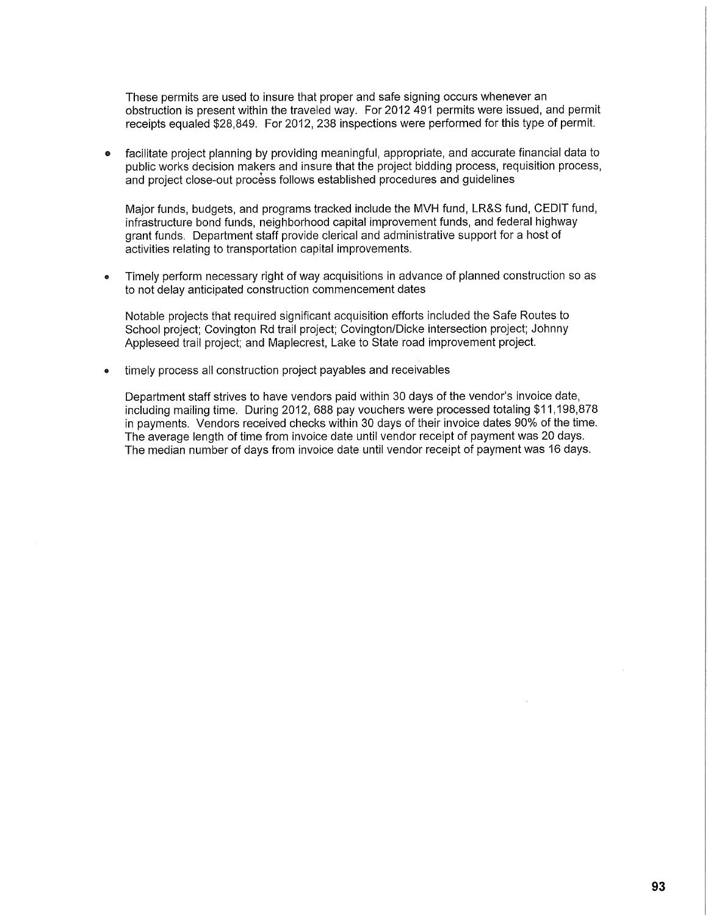These permits are used to insure that proper and safe signing occurs whenever an obstruction is present within the traveled way. For 2012 491 permits were issued, and permit receipts equaled $28,849. For 2012, 238 inspections were performed for this type of permit.

- facilitate project planning by providing meaningful, appropriate, and accurate financial data to public works decision makers and insure that the project bidding process, requisition process, and project close-out process follows established procedures and guidelines

  Major funds, budgets, and programs tracked include the MVH fund, LR&S fund, CEDIT fund, infrastructure bond funds, neighborhood capital improvement funds, and federal highway grant funds. Department staff provide clerical and administrative support for a host of activities relating to transportation capital improvements.

- Timely perform necessary right of way acquisitions in advance of planned construction so as to not delay anticipated construction commencement dates

  Notable projects that required significant acquisition efforts included the Safe Routes to School project; Covington Rd trail project; Covington/Dicke intersection project; Johnny Appleseed trail project; and Maplecrest, Lake to State road improvement project.

- timely process all construction project payables and receivables

  Department staff strives to have vendors paid within 30 days of the vendor's invoice date, including mailing time. During 2012, 688 pay vouchers were processed totaling $11,198,878 in payments. Vendors received checks within 30 days of their invoice dates 90% of the time. The average length of time from invoice date until vendor receipt of payment was 20 days. The median number of days from invoice date until vendor receipt of payment was 16 days.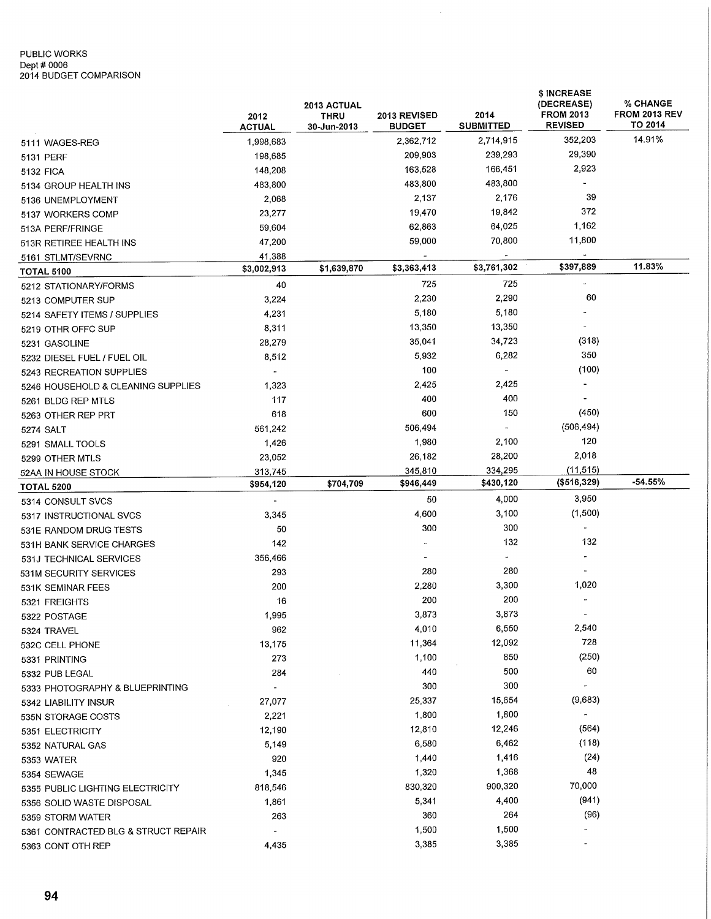PUBLIC WORKS
Dept # 0006
2014 BUDGET COMPARISON

| | 2012 ACTUAL | 2013 ACTUAL THRU 30-Jun-2013 | 2013 REVISED BUDGET | 2014 SUBMITTED | $ INCREASE (DECREASE) FROM 2013 REVISED | % CHANGE FROM 2013 REV TO 2014 |
|---|---|---|---|---|---|---|
| 5111 WAGES-REG | 1,998,683 | | 2,362,712 | 2,714,915 | 352,203 | 14.91% |
| 5131 PERF | 198,685 | | 209,903 | 239,293 | 29,390 | |
| 5132 FICA | 148,208 | | 163,528 | 166,451 | 2,923 | |
| 5134 GROUP HEALTH INS | 483,800 | | 483,800 | 483,800 | - | |
| 5136 UNEMPLOYMENT | 2,068 | | 2,137 | 2,176 | 39 | |
| 5137 WORKERS COMP | 23,277 | | 19,470 | 19,842 | 372 | |
| 513A PERF/FRINGE | 59,604 | | 62,863 | 64,025 | 1,162 | |
| 513R RETIREE HEALTH INS | 47,200 | | 59,000 | 70,800 | 11,800 | |
| 5161 STLMT/SEVRNC | 41,388 | | - | - | - | |
| **TOTAL 5100** | **$3,002,913** | **$1,639,870** | **$3,363,413** | **$3,761,302** | **$397,889** | **11.83%** |
| 5212 STATIONARY/FORMS | 40 | | 725 | 725 | - | |
| 5213 COMPUTER SUP | 3,224 | | 2,230 | 2,290 | 60 | |
| 5214 SAFETY ITEMS / SUPPLIES | 4,231 | | 5,180 | 5,180 | - | |
| 5219 OTHR OFFC SUP | 8,311 | | 13,350 | 13,350 | - | |
| 5231 GASOLINE | 28,279 | | 35,041 | 34,723 | (318) | |
| 5232 DIESEL FUEL / FUEL OIL | 8,512 | | 5,932 | 6,282 | 350 | |
| 5243 RECREATION SUPPLIES | - | | 100 | - | (100) | |
| 5246 HOUSEHOLD & CLEANING SUPPLIES | 1,323 | | 2,425 | 2,425 | - | |
| 5261 BLDG REP MTLS | 117 | | 400 | 400 | - | |
| 5263 OTHER REP PRT | 618 | | 600 | 150 | (450) | |
| 5274 SALT | 561,242 | | 506,494 | - | (506,494) | |
| 5291 SMALL TOOLS | 1,426 | | 1,980 | 2,100 | 120 | |
| 5299 OTHER MTLS | 23,052 | | 26,182 | 28,200 | 2,018 | |
| 52AA IN HOUSE STOCK | 313,745 | | 345,810 | 334,295 | (11,515) | |
| **TOTAL 5200** | **$954,120** | **$704,709** | **$946,449** | **$430,120** | **($516,329)** | **-54.55%** |
| 5314 CONSULT SVCS | - | | 50 | 4,000 | 3,950 | |
| 5317 INSTRUCTIONAL SVCS | 3,345 | | 4,600 | 3,100 | (1,500) | |
| 531E RANDOM DRUG TESTS | 50 | | 300 | 300 | - | |
| 531H BANK SERVICE CHARGES | 142 | | - | 132 | 132 | |
| 531J TECHNICAL SERVICES | 356,466 | | - | - | - | |
| 531M SECURITY SERVICES | 293 | | 280 | 280 | - | |
| 531K SEMINAR FEES | 200 | | 2,280 | 3,300 | 1,020 | |
| 5321 FREIGHTS | 16 | | 200 | 200 | - | |
| 5322 POSTAGE | 1,995 | | 3,873 | 3,873 | - | |
| 5324 TRAVEL | 962 | | 4,010 | 6,550 | 2,540 | |
| 532C CELL PHONE | 13,175 | | 11,364 | 12,092 | 728 | |
| 5331 PRINTING | 273 | | 1,100 | 850 | (250) | |
| 5332 PUB LEGAL | 284 | | 440 | 500 | 60 | |
| 5333 PHOTOGRAPHY & BLUEPRINTING | - | | 300 | 300 | - | |
| 5342 LIABILITY INSUR | 27,077 | | 25,337 | 15,654 | (9,683) | |
| 535N STORAGE COSTS | 2,221 | | 1,800 | 1,800 | - | |
| 5351 ELECTRICITY | 12,190 | | 12,810 | 12,246 | (564) | |
| 5352 NATURAL GAS | 5,149 | | 6,580 | 6,462 | (118) | |
| 5353 WATER | 920 | | 1,440 | 1,416 | (24) | |
| 5354 SEWAGE | 1,345 | | 1,320 | 1,368 | 48 | |
| 5355 PUBLIC LIGHTING ELECTRICITY | 818,546 | | 830,320 | 900,320 | 70,000 | |
| 5356 SOLID WASTE DISPOSAL | 1,861 | | 5,341 | 4,400 | (941) | |
| 5359 STORM WATER | 263 | | 360 | 264 | (96) | |
| 5361 CONTRACTED BLG & STRUCT REPAIR | - | | 1,500 | 1,500 | - | |
| 5363 CONT OTH REP | 4,435 | | 3,385 | 3,385 | - | |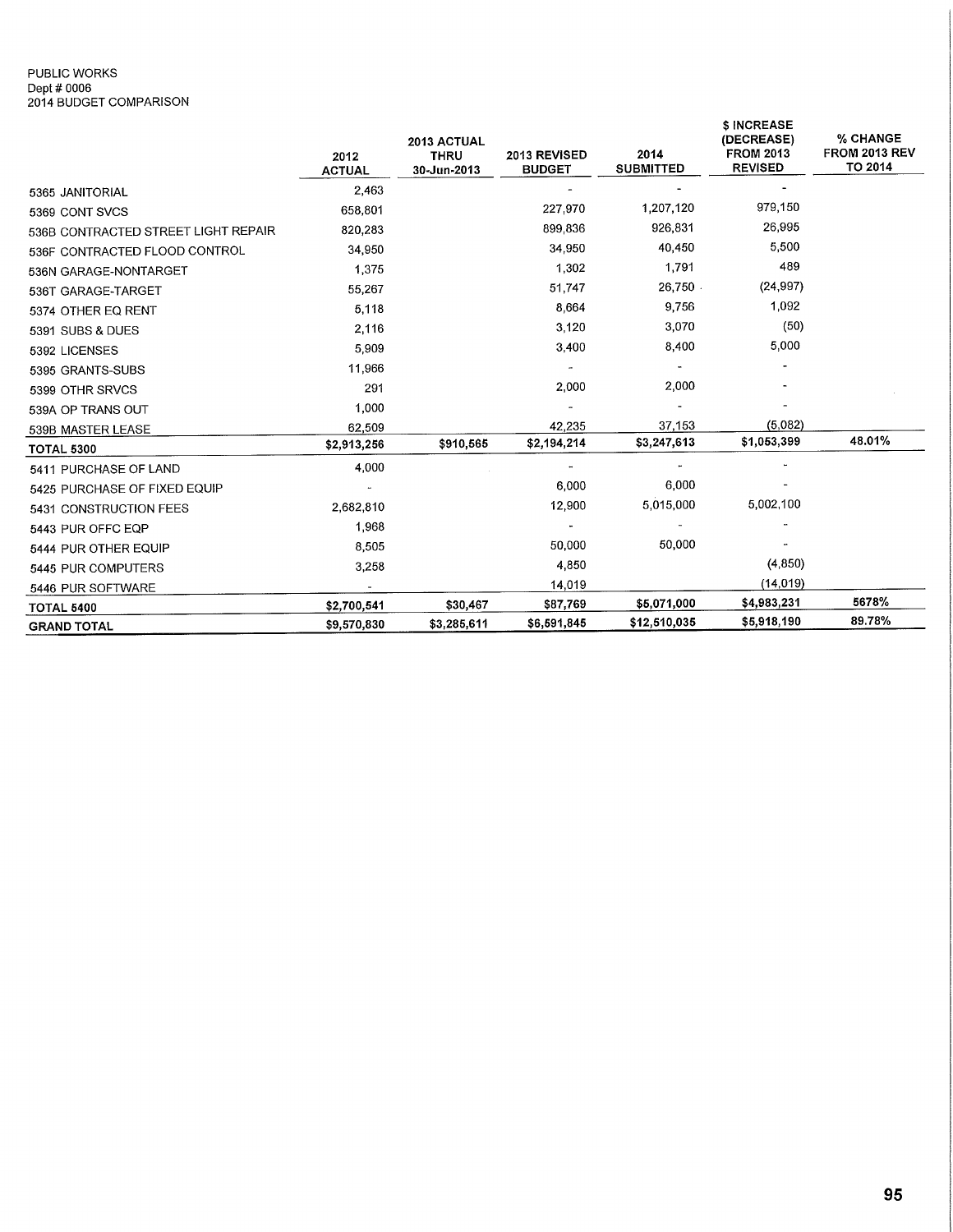PUBLIC WORKS
Dept # 0006
2014 BUDGET COMPARISON

| | 2012 ACTUAL | 2013 ACTUAL THRU 30-Jun-2013 | 2013 REVISED BUDGET | 2014 SUBMITTED | $ INCREASE (DECREASE) FROM 2013 REVISED | % CHANGE FROM 2013 REV TO 2014 |
|---|---|---|---|---|---|---|
| 5365 JANITORIAL | 2,463 | | - | - | - | |
| 5369 CONT SVCS | 658,801 | | 227,970 | 1,207,120 | 979,150 | |
| 536B CONTRACTED STREET LIGHT REPAIR | 820,283 | | 899,836 | 926,831 | 26,995 | |
| 536F CONTRACTED FLOOD CONTROL | 34,950 | | 34,950 | 40,450 | 5,500 | |
| 536N GARAGE-NONTARGET | 1,375 | | 1,302 | 1,791 | 489 | |
| 536T GARAGE-TARGET | 55,267 | | 51,747 | 26,750 | (24,997) | |
| 5374 OTHER EQ RENT | 5,118 | | 8,664 | 9,756 | 1,092 | |
| 5391 SUBS & DUES | 2,116 | | 3,120 | 3,070 | (50) | |
| 5392 LICENSES | 5,909 | | 3,400 | 8,400 | 5,000 | |
| 5395 GRANTS-SUBS | 11,966 | | - | - | - | |
| 5399 OTHR SRVCS | 291 | | 2,000 | 2,000 | - | |
| 539A OP TRANS OUT | 1,000 | | - | - | - | |
| 539B MASTER LEASE | 62,509 | | 42,235 | 37,153 | (5,082) | |
| **TOTAL 5300** | **$2,913,256** | **$910,565** | **$2,194,214** | **$3,247,613** | **$1,053,399** | **48.01%** |
| 5411 PURCHASE OF LAND | 4,000 | | - | - | - | |
| 5425 PURCHASE OF FIXED EQUIP | - | | 6,000 | 6,000 | - | |
| 5431 CONSTRUCTION FEES | 2,682,810 | | 12,900 | 5,015,000 | 5,002,100 | |
| 5443 PUR OFFC EQP | 1,968 | | - | - | - | |
| 5444 PUR OTHER EQUIP | 8,505 | | 50,000 | 50,000 | - | |
| 5445 PUR COMPUTERS | 3,258 | | 4,850 | | (4,850) | |
| 5446 PUR SOFTWARE | - | | 14,019 | | (14,019) | |
| **TOTAL 5400** | **$2,700,541** | **$30,467** | **$87,769** | **$5,071,000** | **$4,983,231** | **5678%** |
| **GRAND TOTAL** | **$9,570,830** | **$3,285,611** | **$6,591,845** | **$12,510,035** | **$5,918,190** | **89.78%** |